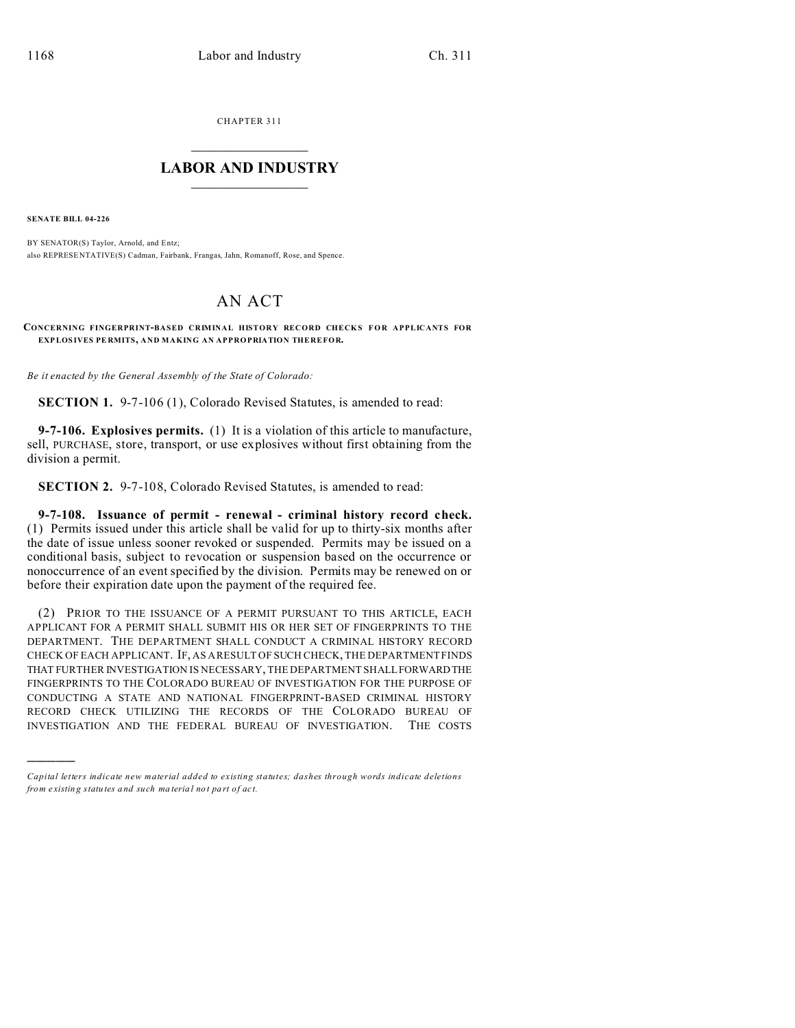CHAPTER 311

# LABOR AND INDUSTRY

**SENATE BILL 04-226**

BY SENATOR(S) Taylor, Arnold, and Entz;
also REPRESENTATIVE(S) Cadman, Fairbank, Frangas, Jahn, Romanoff, Rose, and Spence.

# AN ACT

**CONCERNING FINGERPRINT-BASED CRIMINAL HISTORY RECORD CHECKS FOR APPLICANTS FOR EXPLOSIVES PERMITS, AND MAKING AN APPROPRIATION THEREFOR.**

*Be it enacted by the General Assembly of the State of Colorado:*

**SECTION 1.** 9-7-106 (1), Colorado Revised Statutes, is amended to read:

**9-7-106. Explosives permits.** (1) It is a violation of this article to manufacture, sell, PURCHASE, store, transport, or use explosives without first obtaining from the division a permit.

**SECTION 2.** 9-7-108, Colorado Revised Statutes, is amended to read:

**9-7-108. Issuance of permit - renewal - criminal history record check.** (1) Permits issued under this article shall be valid for up to thirty-six months after the date of issue unless sooner revoked or suspended. Permits may be issued on a conditional basis, subject to revocation or suspension based on the occurrence or nonoccurrence of an event specified by the division. Permits may be renewed on or before their expiration date upon the payment of the required fee.

(2) PRIOR TO THE ISSUANCE OF A PERMIT PURSUANT TO THIS ARTICLE, EACH APPLICANT FOR A PERMIT SHALL SUBMIT HIS OR HER SET OF FINGERPRINTS TO THE DEPARTMENT. THE DEPARTMENT SHALL CONDUCT A CRIMINAL HISTORY RECORD CHECK OF EACH APPLICANT. IF, AS A RESULT OF SUCH CHECK, THE DEPARTMENT FINDS THAT FURTHER INVESTIGATION IS NECESSARY, THE DEPARTMENT SHALL FORWARD THE FINGERPRINTS TO THE COLORADO BUREAU OF INVESTIGATION FOR THE PURPOSE OF CONDUCTING A STATE AND NATIONAL FINGERPRINT-BASED CRIMINAL HISTORY RECORD CHECK UTILIZING THE RECORDS OF THE COLORADO BUREAU OF INVESTIGATION AND THE FEDERAL BUREAU OF INVESTIGATION. THE COSTS

---

*Capital letters indicate new material added to existing statutes; dashes through words indicate deletions from existing statutes and such material not part of act.*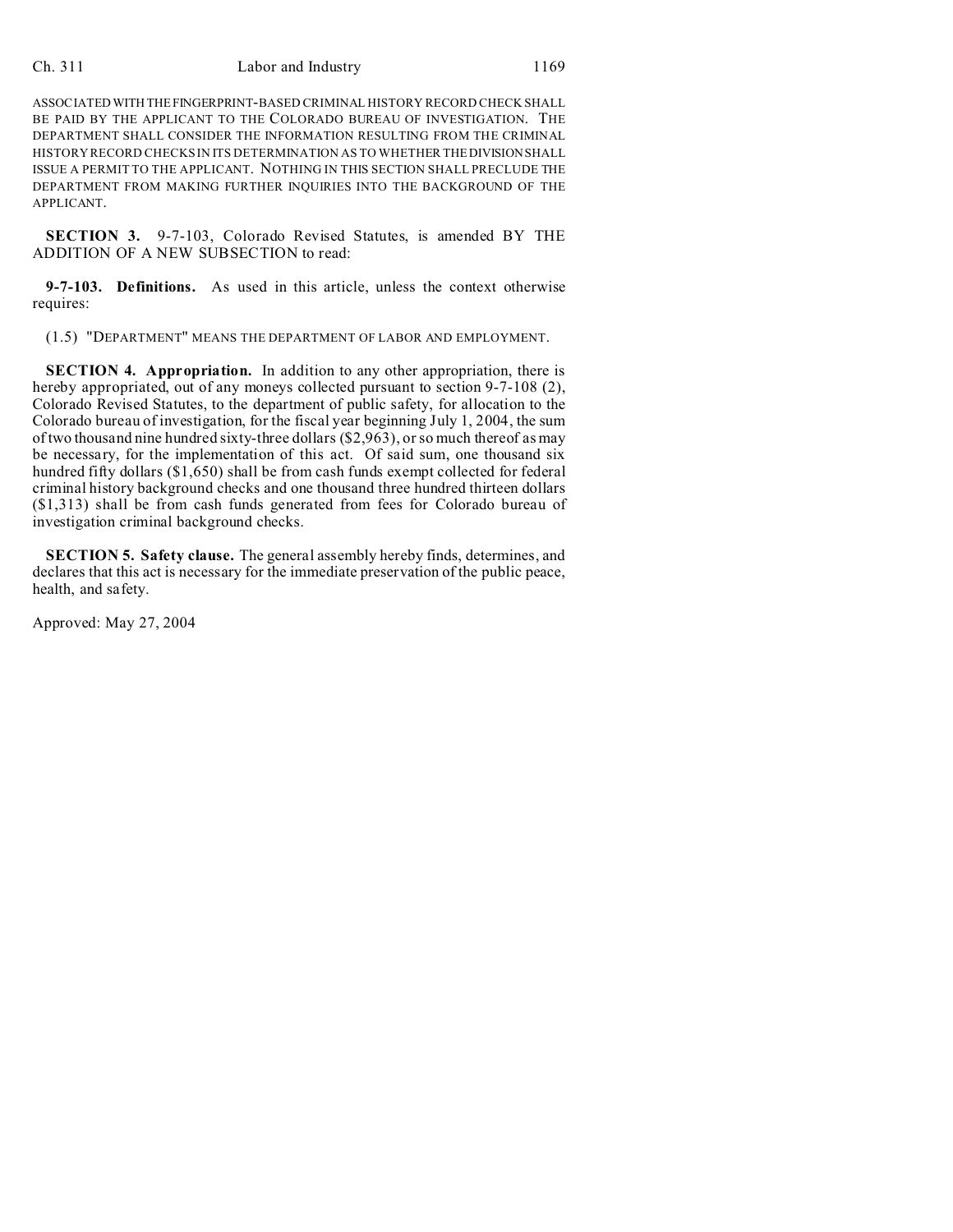ASSOCIATED WITH THE FINGERPRINT-BASED CRIMINAL HISTORY RECORD CHECK SHALL BE PAID BY THE APPLICANT TO THE COLORADO BUREAU OF INVESTIGATION. THE DEPARTMENT SHALL CONSIDER THE INFORMATION RESULTING FROM THE CRIMINAL HISTORY RECORD CHECKS IN ITS DETERMINATION AS TO WHETHER THE DIVISION SHALL ISSUE A PERMIT TO THE APPLICANT. NOTHING IN THIS SECTION SHALL PRECLUDE THE DEPARTMENT FROM MAKING FURTHER INQUIRIES INTO THE BACKGROUND OF THE APPLICANT.

**SECTION 3.** 9-7-103, Colorado Revised Statutes, is amended BY THE ADDITION OF A NEW SUBSECTION to read:

**9-7-103. Definitions.** As used in this article, unless the context otherwise requires:

(1.5) "DEPARTMENT" MEANS THE DEPARTMENT OF LABOR AND EMPLOYMENT.

**SECTION 4. Appropriation.** In addition to any other appropriation, there is hereby appropriated, out of any moneys collected pursuant to section 9-7-108 (2), Colorado Revised Statutes, to the department of public safety, for allocation to the Colorado bureau of investigation, for the fiscal year beginning July 1, 2004, the sum of two thousand nine hundred sixty-three dollars ($2,963), or so much thereof as may be necessary, for the implementation of this act. Of said sum, one thousand six hundred fifty dollars ($1,650) shall be from cash funds exempt collected for federal criminal history background checks and one thousand three hundred thirteen dollars ($1,313) shall be from cash funds generated from fees for Colorado bureau of investigation criminal background checks.

**SECTION 5. Safety clause.** The general assembly hereby finds, determines, and declares that this act is necessary for the immediate preservation of the public peace, health, and safety.

Approved: May 27, 2004